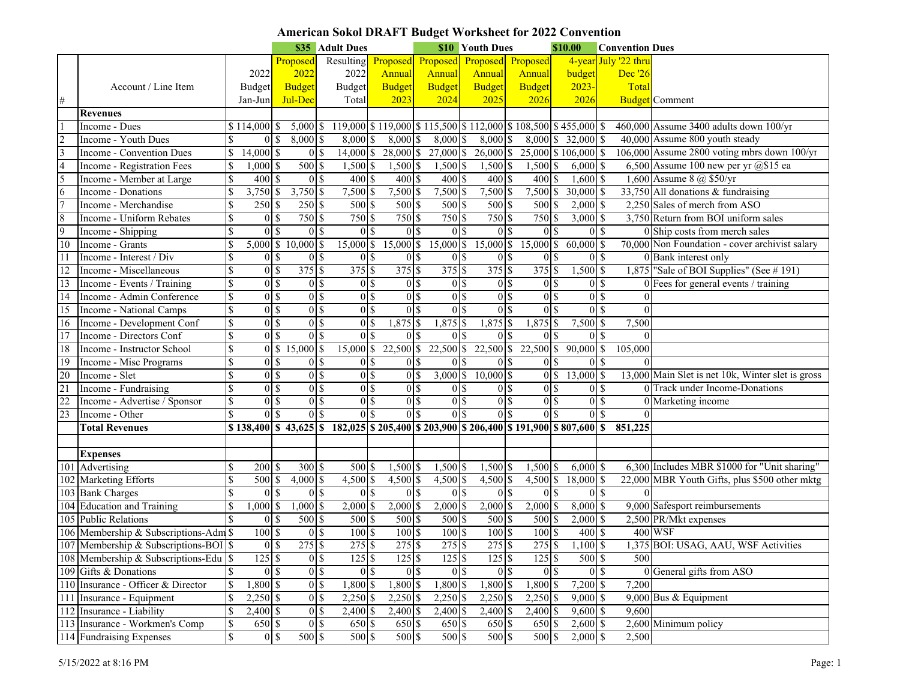# American Sokol DRAFT Budget Worksheet for 2022 Convention

| | | | $35 | Adult Dues | | $10 | Youth Dues | | $10.00 | Convention Dues | |
|---|---|---|---|---|---|---|---|---|---|---|---|
| # | Account / Line Item | 2022 Budget Jan-Jun | Proposed 2022 Budget Jul-Dec | Resulting 2022 Budget Total | Proposed Annual Budget 2023 | Proposed Annual Budget 2024 | Proposed Annual Budget 2025 | Proposed Annual Budget 2026 | 4-year budget 2023-2026 | July '22 thru Dec '26 Total Budget | Comment |
| | **Revenues** | | | | | | | | | | |
| 1 | Income - Dues | $ 114,000 | $ 5,000 | $ 119,000 | $ 119,000 | $ 115,500 | $ 112,000 | $ 108,500 | $ 455,000 | $ 460,000 | Assume 3400 adults down 100/yr |
| 2 | Income - Youth Dues | $ 0 | $ 8,000 | $ 8,000 | $ 8,000 | $ 8,000 | $ 8,000 | $ 8,000 | $ 32,000 | $ 40,000 | Assume 800 youth steady |
| 3 | Income - Convention Dues | $ 14,000 | $ 0 | $ 14,000 | $ 28,000 | $ 27,000 | $ 26,000 | $ 25,000 | $ 106,000 | $ 106,000 | Assume 2800 voting mbrs down 100/yr |
| 4 | Income - Registration Fees | $ 1,000 | $ 500 | $ 1,500 | $ 1,500 | $ 1,500 | $ 1,500 | $ 1,500 | $ 6,000 | $ 6,500 | Assume 100 new per yr @$15 ea |
| 5 | Income - Member at Large | $ 400 | $ 0 | $ 400 | $ 400 | $ 400 | $ 400 | $ 400 | $ 1,600 | $ 1,600 | Assume 8 @ $50/yr |
| 6 | Income - Donations | $ 3,750 | $ 3,750 | $ 7,500 | $ 7,500 | $ 7,500 | $ 7,500 | $ 7,500 | $ 30,000 | $ 33,750 | All donations & fundraising |
| 7 | Income - Merchandise | $ 250 | $ 250 | $ 500 | $ 500 | $ 500 | $ 500 | $ 500 | $ 2,000 | $ 2,250 | Sales of merch from ASO |
| 8 | Income - Uniform Rebates | $ 0 | $ 750 | $ 750 | $ 750 | $ 750 | $ 750 | $ 750 | $ 3,000 | $ 3,750 | Return from BOI uniform sales |
| 9 | Income - Shipping | $ 0 | $ 0 | $ 0 | $ 0 | $ 0 | $ 0 | $ 0 | $ 0 | $ 0 | Ship costs from merch sales |
| 10 | Income - Grants | $ 5,000 | $ 10,000 | $ 15,000 | $ 15,000 | $ 15,000 | $ 15,000 | $ 15,000 | $ 60,000 | $ 70,000 | Non Foundation - cover archivist salary |
| 11 | Income - Interest / Div | $ 0 | $ 0 | $ 0 | $ 0 | $ 0 | $ 0 | $ 0 | $ 0 | $ 0 | Bank interest only |
| 12 | Income - Miscellaneous | $ 0 | $ 375 | $ 375 | $ 375 | $ 375 | $ 375 | $ 375 | $ 1,500 | $ 1,875 | "Sale of BOI Supplies" (See # 191) |
| 13 | Income - Events / Training | $ 0 | $ 0 | $ 0 | $ 0 | $ 0 | $ 0 | $ 0 | $ 0 | $ 0 | Fees for general events / training |
| 14 | Income - Admin Conference | $ 0 | $ 0 | $ 0 | $ 0 | $ 0 | $ 0 | $ 0 | $ 0 | $ 0 | |
| 15 | Income - National Camps | $ 0 | $ 0 | $ 0 | $ 0 | $ 0 | $ 0 | $ 0 | $ 0 | $ 0 | |
| 16 | Income - Development Conf | $ 0 | $ 0 | $ 0 | $ 1,875 | $ 1,875 | $ 1,875 | $ 1,875 | $ 7,500 | $ 7,500 | |
| 17 | Income - Directors Conf | $ 0 | $ 0 | $ 0 | $ 0 | $ 0 | $ 0 | $ 0 | $ 0 | $ 0 | |
| 18 | Income - Instructor School | $ 0 | $ 15,000 | $ 15,000 | $ 22,500 | $ 22,500 | $ 22,500 | $ 22,500 | $ 90,000 | $ 105,000 | |
| 19 | Income - Misc Programs | $ 0 | $ 0 | $ 0 | $ 0 | $ 0 | $ 0 | $ 0 | $ 0 | $ 0 | |
| 20 | Income - Slet | $ 0 | $ 0 | $ 0 | $ 0 | $ 3,000 | $ 10,000 | $ 0 | $ 13,000 | $ 13,000 | Main Slet is net 10k, Winter slet is gross |
| 21 | Income - Fundraising | $ 0 | $ 0 | $ 0 | $ 0 | $ 0 | $ 0 | $ 0 | $ 0 | $ 0 | Track under Income-Donations |
| 22 | Income - Advertise / Sponsor | $ 0 | $ 0 | $ 0 | $ 0 | $ 0 | $ 0 | $ 0 | $ 0 | $ 0 | Marketing income |
| 23 | Income - Other | $ 0 | $ 0 | $ 0 | $ 0 | $ 0 | $ 0 | $ 0 | $ 0 | $ 0 | |
| | **Total Revenues** | **$ 138,400** | **$ 43,625** | **$ 182,025** | **$ 205,400** | **$ 203,900** | **$ 206,400** | **$ 191,900** | **$ 807,600** | **$ 851,225** | |
| | | | | | | | | | | | |
| | **Expenses** | | | | | | | | | | |
| 101 | Advertising | $ 200 | $ 300 | $ 500 | $ 1,500 | $ 1,500 | $ 1,500 | $ 1,500 | $ 6,000 | $ 6,300 | Includes MBR $1000 for "Unit sharing" |
| 102 | Marketing Efforts | $ 500 | $ 4,000 | $ 4,500 | $ 4,500 | $ 4,500 | $ 4,500 | $ 4,500 | $ 18,000 | $ 22,000 | MBR Youth Gifts, plus $500 other mktg |
| 103 | Bank Charges | $ 0 | $ 0 | $ 0 | $ 0 | $ 0 | $ 0 | $ 0 | $ 0 | $ 0 | |
| 104 | Education and Training | $ 1,000 | $ 1,000 | $ 2,000 | $ 2,000 | $ 2,000 | $ 2,000 | $ 2,000 | $ 8,000 | $ 9,000 | Safesport reimbursements |
| 105 | Public Relations | $ 0 | $ 500 | $ 500 | $ 500 | $ 500 | $ 500 | $ 500 | $ 2,000 | $ 2,500 | PR/Mkt expenses |
| 106 | Membership & Subscriptions-Adm | $ 100 | $ 0 | $ 100 | $ 100 | $ 100 | $ 100 | $ 100 | $ 400 | $ 400 | WSF |
| 107 | Membership & Subscriptions-BOI | $ 0 | $ 275 | $ 275 | $ 275 | $ 275 | $ 275 | $ 275 | $ 1,100 | $ 1,375 | BOI: USAG, AAU, WSF Activities |
| 108 | Membership & Subscriptions-Edu | $ 125 | $ 0 | $ 125 | $ 125 | $ 125 | $ 125 | $ 125 | $ 500 | $ 500 | |
| 109 | Gifts & Donations | $ 0 | $ 0 | $ 0 | $ 0 | $ 0 | $ 0 | $ 0 | $ 0 | $ 0 | General gifts from ASO |
| 110 | Insurance - Officer & Director | $ 1,800 | $ 0 | $ 1,800 | $ 1,800 | $ 1,800 | $ 1,800 | $ 1,800 | $ 7,200 | $ 7,200 | |
| 111 | Insurance - Equipment | $ 2,250 | $ 0 | $ 2,250 | $ 2,250 | $ 2,250 | $ 2,250 | $ 2,250 | $ 9,000 | $ 9,000 | Bus & Equipment |
| 112 | Insurance - Liability | $ 2,400 | $ 0 | $ 2,400 | $ 2,400 | $ 2,400 | $ 2,400 | $ 2,400 | $ 9,600 | $ 9,600 | |
| 113 | Insurance - Workmen's Comp | $ 650 | $ 0 | $ 650 | $ 650 | $ 650 | $ 650 | $ 650 | $ 2,600 | $ 2,600 | Minimum policy |
| 114 | Fundraising Expenses | $ 0 | $ 500 | $ 500 | $ 500 | $ 500 | $ 500 | $ 500 | $ 2,000 | $ 2,500 | |

5/15/2022 at 8:16 PM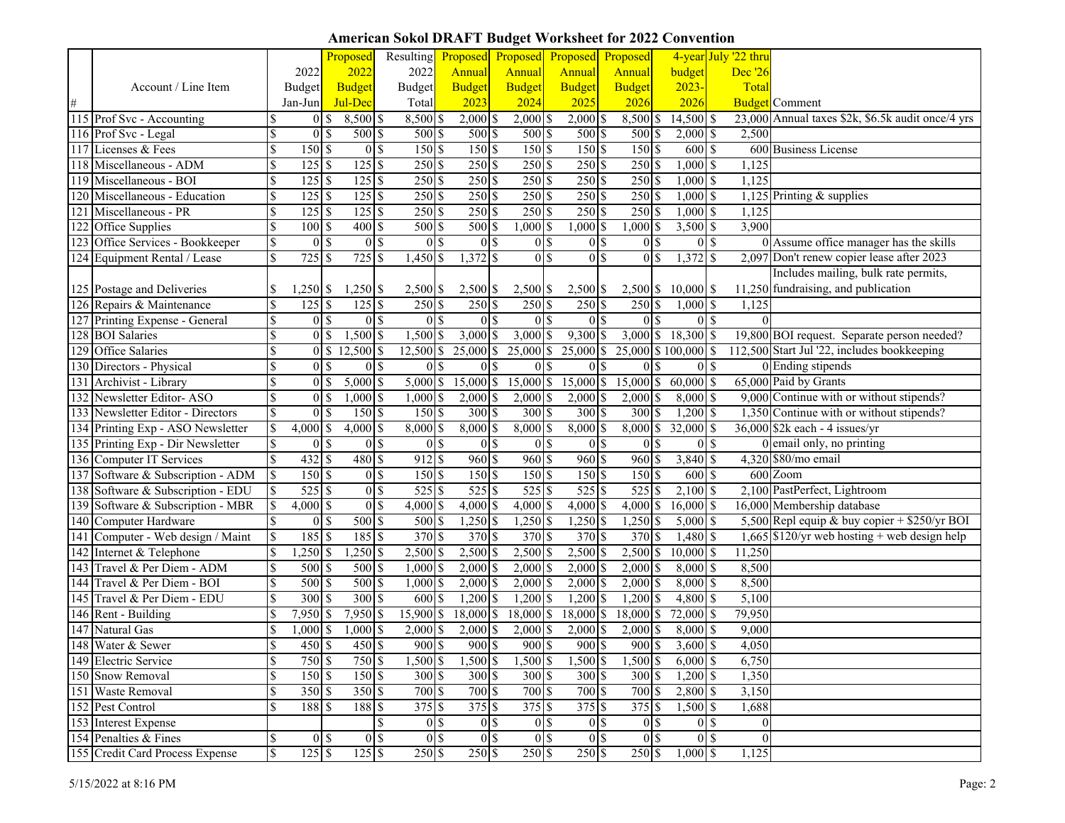# American Sokol DRAFT Budget Worksheet for 2022 Convention

| # | Account / Line Item | 2022 Budget Jan-Jun | Proposed 2022 Budget Jul-Dec | Resulting 2022 Budget Total | Proposed Annual Budget 2023 | Proposed Annual Budget 2024 | Proposed Annual Budget 2025 | Proposed Annual Budget 2026 | 4-year budget 2023-2026 | July '22 thru Dec '26 Total Budget | Comment |
|---|---|---|---|---|---|---|---|---|---|---|---|
| 115 | Prof Svc - Accounting | $ 0 | $ 8,500 | $ 8,500 | $ 2,000 | $ 2,000 | $ 2,000 | $ 8,500 | $ 14,500 | $ 23,000 | Annual taxes $2k, $6.5k audit once/4 yrs |
| 116 | Prof Svc - Legal | $ 0 | $ 500 | $ 500 | $ 500 | $ 500 | $ 500 | $ 500 | $ 2,000 | $ 2,500 | |
| 117 | Licenses & Fees | $ 150 | $ 0 | $ 150 | $ 150 | $ 150 | $ 150 | $ 150 | $ 600 | $ 600 | Business License |
| 118 | Miscellaneous - ADM | $ 125 | $ 125 | $ 250 | $ 250 | $ 250 | $ 250 | $ 250 | $ 1,000 | $ 1,125 | |
| 119 | Miscellaneous - BOI | $ 125 | $ 125 | $ 250 | $ 250 | $ 250 | $ 250 | $ 250 | $ 1,000 | $ 1,125 | |
| 120 | Miscellaneous - Education | $ 125 | $ 125 | $ 250 | $ 250 | $ 250 | $ 250 | $ 250 | $ 1,000 | $ 1,125 | Printing & supplies |
| 121 | Miscellaneous - PR | $ 125 | $ 125 | $ 250 | $ 250 | $ 250 | $ 250 | $ 250 | $ 1,000 | $ 1,125 | |
| 122 | Office Supplies | $ 100 | $ 400 | $ 500 | $ 500 | $ 1,000 | $ 1,000 | $ 1,000 | $ 3,500 | $ 3,900 | |
| 123 | Office Services - Bookkeeper | $ 0 | $ 0 | $ 0 | $ 0 | $ 0 | $ 0 | $ 0 | $ 0 | $ 0 | Assume office manager has the skills |
| 124 | Equipment Rental / Lease | $ 725 | $ 725 | $ 1,450 | $ 1,372 | $ 0 | $ 0 | $ 0 | $ 1,372 | $ 2,097 | Don't renew copier lease after 2023 |
| 125 | Postage and Deliveries | $ 1,250 | $ 1,250 | $ 2,500 | $ 2,500 | $ 2,500 | $ 2,500 | $ 2,500 | $ 10,000 | $ 11,250 | Includes mailing, bulk rate permits, fundraising, and publication |
| 126 | Repairs & Maintenance | $ 125 | $ 125 | $ 250 | $ 250 | $ 250 | $ 250 | $ 250 | $ 1,000 | $ 1,125 | |
| 127 | Printing Expense - General | $ 0 | $ 0 | $ 0 | $ 0 | $ 0 | $ 0 | $ 0 | $ 0 | $ 0 | |
| 128 | BOI Salaries | $ 0 | $ 1,500 | $ 1,500 | $ 3,000 | $ 3,000 | $ 9,300 | $ 3,000 | $ 18,300 | $ 19,800 | BOI request. Separate person needed? |
| 129 | Office Salaries | $ 0 | $ 12,500 | $ 12,500 | $ 25,000 | $ 25,000 | $ 25,000 | $ 25,000 | $ 100,000 | $ 112,500 | Start Jul '22, includes bookkeeping |
| 130 | Directors - Physical | $ 0 | $ 0 | $ 0 | $ 0 | $ 0 | $ 0 | $ 0 | $ 0 | $ 0 | Ending stipends |
| 131 | Archivist - Library | $ 0 | $ 5,000 | $ 5,000 | $ 15,000 | $ 15,000 | $ 15,000 | $ 15,000 | $ 60,000 | $ 65,000 | Paid by Grants |
| 132 | Newsletter Editor- ASO | $ 0 | $ 1,000 | $ 1,000 | $ 2,000 | $ 2,000 | $ 2,000 | $ 2,000 | $ 8,000 | $ 9,000 | Continue with or without stipends? |
| 133 | Newsletter Editor - Directors | $ 0 | $ 150 | $ 150 | $ 300 | $ 300 | $ 300 | $ 300 | $ 1,200 | $ 1,350 | Continue with or without stipends? |
| 134 | Printing Exp - ASO Newsletter | $ 4,000 | $ 4,000 | $ 8,000 | $ 8,000 | $ 8,000 | $ 8,000 | $ 8,000 | $ 32,000 | $ 36,000 | $2k each - 4 issues/yr |
| 135 | Printing Exp - Dir Newsletter | $ 0 | $ 0 | $ 0 | $ 0 | $ 0 | $ 0 | $ 0 | $ 0 | $ 0 | email only, no printing |
| 136 | Computer IT Services | $ 432 | $ 480 | $ 912 | $ 960 | $ 960 | $ 960 | $ 960 | $ 3,840 | $ 4,320 | $80/mo email |
| 137 | Software & Subscription - ADM | $ 150 | $ 0 | $ 150 | $ 150 | $ 150 | $ 150 | $ 150 | $ 600 | $ 600 | Zoom |
| 138 | Software & Subscription - EDU | $ 525 | $ 0 | $ 525 | $ 525 | $ 525 | $ 525 | $ 525 | $ 2,100 | $ 2,100 | PastPerfect, Lightroom |
| 139 | Software & Subscription - MBR | $ 4,000 | $ 0 | $ 4,000 | $ 4,000 | $ 4,000 | $ 4,000 | $ 4,000 | $ 16,000 | $ 16,000 | Membership database |
| 140 | Computer Hardware | $ 0 | $ 500 | $ 500 | $ 1,250 | $ 1,250 | $ 1,250 | $ 1,250 | $ 5,000 | $ 5,500 | Repl equip & buy copier + $250/yr BOI |
| 141 | Computer - Web design / Maint | $ 185 | $ 185 | $ 370 | $ 370 | $ 370 | $ 370 | $ 370 | $ 1,480 | $ 1,665 | $120/yr web hosting + web design help |
| 142 | Internet & Telephone | $ 1,250 | $ 1,250 | $ 2,500 | $ 2,500 | $ 2,500 | $ 2,500 | $ 2,500 | $ 10,000 | $ 11,250 | |
| 143 | Travel & Per Diem - ADM | $ 500 | $ 500 | $ 1,000 | $ 2,000 | $ 2,000 | $ 2,000 | $ 2,000 | $ 8,000 | $ 8,500 | |
| 144 | Travel & Per Diem - BOI | $ 500 | $ 500 | $ 1,000 | $ 2,000 | $ 2,000 | $ 2,000 | $ 2,000 | $ 8,000 | $ 8,500 | |
| 145 | Travel & Per Diem - EDU | $ 300 | $ 300 | $ 600 | $ 1,200 | $ 1,200 | $ 1,200 | $ 1,200 | $ 4,800 | $ 5,100 | |
| 146 | Rent - Building | $ 7,950 | $ 7,950 | $ 15,900 | $ 18,000 | $ 18,000 | $ 18,000 | $ 18,000 | $ 72,000 | $ 79,950 | |
| 147 | Natural Gas | $ 1,000 | $ 1,000 | $ 2,000 | $ 2,000 | $ 2,000 | $ 2,000 | $ 2,000 | $ 8,000 | $ 9,000 | |
| 148 | Water & Sewer | $ 450 | $ 450 | $ 900 | $ 900 | $ 900 | $ 900 | $ 900 | $ 3,600 | $ 4,050 | |
| 149 | Electric Service | $ 750 | $ 750 | $ 1,500 | $ 1,500 | $ 1,500 | $ 1,500 | $ 1,500 | $ 6,000 | $ 6,750 | |
| 150 | Snow Removal | $ 150 | $ 150 | $ 300 | $ 300 | $ 300 | $ 300 | $ 300 | $ 1,200 | $ 1,350 | |
| 151 | Waste Removal | $ 350 | $ 350 | $ 700 | $ 700 | $ 700 | $ 700 | $ 700 | $ 2,800 | $ 3,150 | |
| 152 | Pest Control | $ 188 | $ 188 | $ 375 | $ 375 | $ 375 | $ 375 | $ 375 | $ 1,500 | $ 1,688 | |
| 153 | Interest Expense | | | $ 0 | $ 0 | $ 0 | $ 0 | $ 0 | $ 0 | $ 0 | |
| 154 | Penalties & Fines | $ 0 | $ 0 | $ 0 | $ 0 | $ 0 | $ 0 | $ 0 | $ 0 | $ 0 | |
| 155 | Credit Card Process Expense | $ 125 | $ 125 | $ 250 | $ 250 | $ 250 | $ 250 | $ 250 | $ 1,000 | $ 1,125 | |

5/15/2022 at 8:16 PM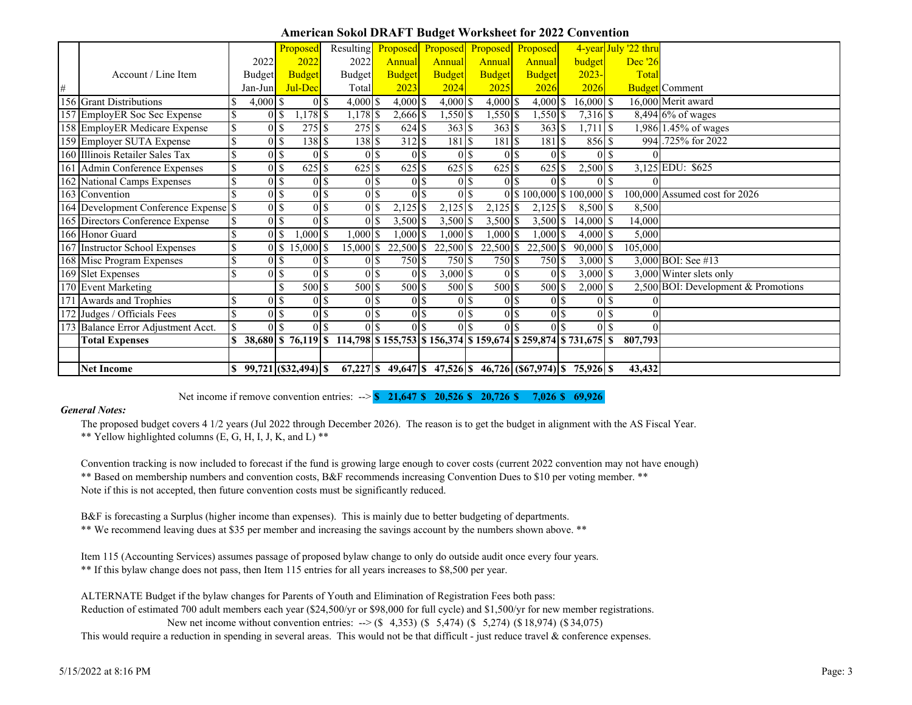# American Sokol DRAFT Budget Worksheet for 2022 Convention

| # | Account / Line Item | 2022 Budget Jan-Jun | Proposed 2022 Budget Jul-Dec | Resulting 2022 Budget Total | Proposed Annual Budget 2023 | Proposed Annual Budget 2024 | Proposed Annual Budget 2025 | Proposed Annual Budget 2026 | 4-year budget 2023-2026 | July '22 thru Dec '26 Total Budget | Comment |
|---|---|---|---|---|---|---|---|---|---|---|---|
| 156 | Grant Distributions | $ 4,000 | $ 0 | $ 4,000 | $ 4,000 | $ 4,000 | $ 4,000 | $ 4,000 | $ 16,000 | $ 16,000 | Merit award |
| 157 | EmployER Soc Sec Expense | $ 0 | $ 1,178 | $ 1,178 | $ 2,666 | $ 1,550 | $ 1,550 | $ 1,550 | $ 7,316 | $ 8,494 | 6% of wages |
| 158 | EmployER Medicare Expense | $ 0 | $ 275 | $ 275 | $ 624 | $ 363 | $ 363 | $ 363 | $ 1,711 | $ 1,986 | 1.45% of wages |
| 159 | Employer SUTA Expense | $ 0 | $ 138 | $ 138 | $ 312 | $ 181 | $ 181 | $ 181 | $ 856 | $ 994 | .725% for 2022 |
| 160 | Illinois Retailer Sales Tax | $ 0 | $ 0 | $ 0 | $ 0 | $ 0 | $ 0 | $ 0 | $ 0 | $ 0 | |
| 161 | Admin Conference Expenses | $ 0 | $ 625 | $ 625 | $ 625 | $ 625 | $ 625 | $ 625 | $ 2,500 | $ 3,125 | EDU: $625 |
| 162 | National Camps Expenses | $ 0 | $ 0 | $ 0 | $ 0 | $ 0 | $ 0 | $ 0 | $ 0 | $ 0 | |
| 163 | Convention | $ 0 | $ 0 | $ 0 | $ 0 | $ 0 | $ 0 | $ 100,000 | $ 100,000 | $ 100,000 | Assumed cost for 2026 |
| 164 | Development Conference Expense | $ 0 | $ 0 | $ 0 | $ 2,125 | $ 2,125 | $ 2,125 | $ 2,125 | $ 8,500 | $ 8,500 | |
| 165 | Directors Conference Expense | $ 0 | $ 0 | $ 0 | $ 3,500 | $ 3,500 | $ 3,500 | $ 3,500 | $ 14,000 | $ 14,000 | |
| 166 | Honor Guard | $ 0 | $ 1,000 | $ 1,000 | $ 1,000 | $ 1,000 | $ 1,000 | $ 1,000 | $ 4,000 | $ 5,000 | |
| 167 | Instructor School Expenses | $ 0 | $ 15,000 | $ 15,000 | $ 22,500 | $ 22,500 | $ 22,500 | $ 22,500 | $ 90,000 | $ 105,000 | |
| 168 | Misc Program Expenses | $ 0 | $ 0 | $ 0 | $ 750 | $ 750 | $ 750 | $ 750 | $ 3,000 | $ 3,000 | BOI: See #13 |
| 169 | Slet Expenses | $ 0 | $ 0 | $ 0 | $ 0 | $ 3,000 | $ 0 | $ 0 | $ 3,000 | $ 3,000 | Winter slets only |
| 170 | Event Marketing | | $ 500 | $ 500 | $ 500 | $ 500 | $ 500 | $ 500 | $ 2,000 | $ 2,500 | BOI: Development & Promotions |
| 171 | Awards and Trophies | $ 0 | $ 0 | $ 0 | $ 0 | $ 0 | $ 0 | $ 0 | $ 0 | $ 0 | |
| 172 | Judges / Officials Fees | $ 0 | $ 0 | $ 0 | $ 0 | $ 0 | $ 0 | $ 0 | $ 0 | $ 0 | |
| 173 | Balance Error Adjustment Acct. | $ 0 | $ 0 | $ 0 | $ 0 | $ 0 | $ 0 | $ 0 | $ 0 | $ 0 | |
| | **Total Expenses** | **$ 38,680** | **$ 76,119** | **$ 114,798** | **$ 155,753** | **$ 156,374** | **$ 159,674** | **$ 259,874** | **$ 731,675** | **$ 807,793** | |
| | | | | | | | | | | | |
| | **Net Income** | **$ 99,721** | **($32,494)** | **$ 67,227** | **$ 49,647** | **$ 47,526** | **$ 46,726** | **($67,974)** | **$ 75,926** | **$ 43,432** | |

Net income if remove convention entries: --> **$ 21,647 $ 20,526 $ 20,726 $ 7,026 $ 69,926**

***General Notes:***

The proposed budget covers 4 1/2 years (Jul 2022 through December 2026). The reason is to get the budget in alignment with the AS Fiscal Year.
** Yellow highlighted columns (E, G, H, I, J, K, and L) **

Convention tracking is now included to forecast if the fund is growing large enough to cover costs (current 2022 convention may not have enough)
** Based on membership numbers and convention costs, B&F recommends increasing Convention Dues to $10 per voting member. **
Note if this is not accepted, then future convention costs must be significantly reduced.

B&F is forecasting a Surplus (higher income than expenses). This is mainly due to better budgeting of departments.
** We recommend leaving dues at $35 per member and increasing the savings account by the numbers shown above. **

Item 115 (Accounting Services) assumes passage of proposed bylaw change to only do outside audit once every four years.
** If this bylaw change does not pass, then Item 115 entries for all years increases to $8,500 per year.

ALTERNATE Budget if the bylaw changes for Parents of Youth and Elimination of Registration Fees both pass:
Reduction of estimated 700 adult members each year ($24,500/yr or $98,000 for full cycle) and $1,500/yr for new member registrations.
New net income without convention entries: --> ($ 4,353) ($ 5,474) ($ 5,274) ($ 18,974) ($ 34,075)
This would require a reduction in spending in several areas. This would not be that difficult - just reduce travel & conference expenses.